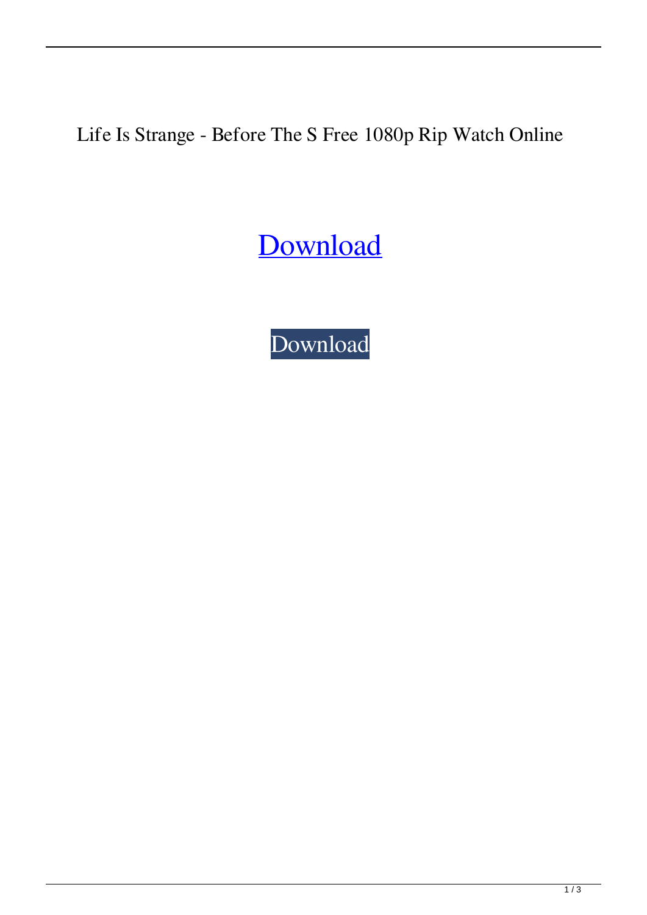Life Is Strange - Before The S Free 1080p Rip Watch Online

Download

Download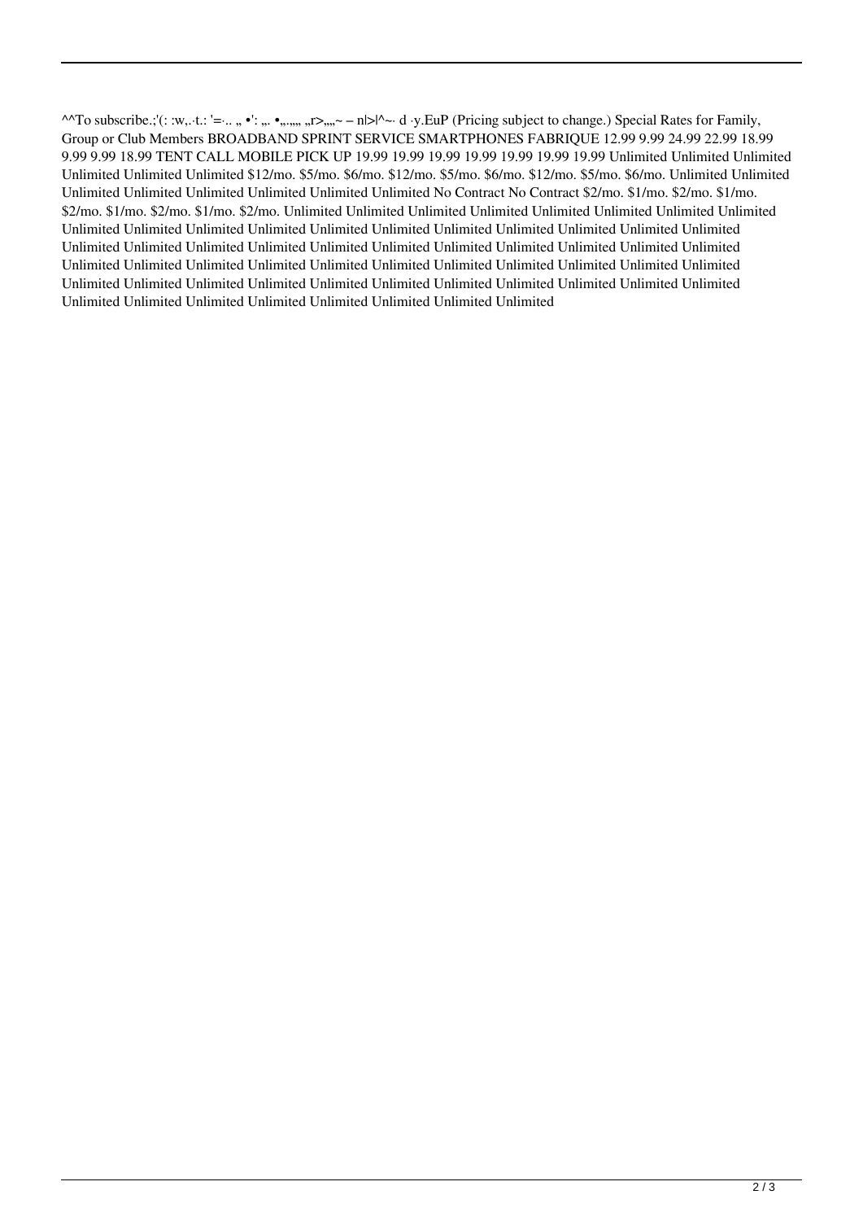^^To subscribe.;'(: :w,.·t.: '=·.. „ •': „. •„.„„ „r>„„~ – n|>|^~· d ·y.EuP (Pricing subject to change.) Special Rates for Family, Group or Club Members BROADBAND SPRINT SERVICE SMARTPHONES FABRIQUE 12.99 9.99 24.99 22.99 18.99 9.99 9.99 18.99 TENT CALL MOBILE PICK UP 19.99 19.99 19.99 19.99 19.99 19.99 19.99 Unlimited Unlimited Unlimited Unlimited Unlimited Unlimited $12/mo. $5/mo. $6/mo. $12/mo. $5/mo. $6/mo. $12/mo. $5/mo. $6/mo. Unlimited Unlimited Unlimited Unlimited Unlimited Unlimited Unlimited Unlimited No Contract No Contract $2/mo. $1/mo. $2/mo. $1/mo. $2/mo. $1/mo. $2/mo. $1/mo. $2/mo. Unlimited Unlimited Unlimited Unlimited Unlimited Unlimited Unlimited Unlimited Unlimited Unlimited Unlimited Unlimited Unlimited Unlimited Unlimited Unlimited Unlimited Unlimited Unlimited Unlimited Unlimited Unlimited Unlimited Unlimited Unlimited Unlimited Unlimited Unlimited Unlimited Unlimited Unlimited Unlimited Unlimited Unlimited Unlimited Unlimited Unlimited Unlimited Unlimited Unlimited Unlimited Unlimited Unlimited Unlimited Unlimited Unlimited Unlimited Unlimited Unlimited Unlimited Unlimited Unlimited Unlimited Unlimited Unlimited Unlimited Unlimited Unlimited Unlimited Unlimited Unlimited Unlimited Unlimited Unlimited Unlimited Unlimited Unlimited Unlimited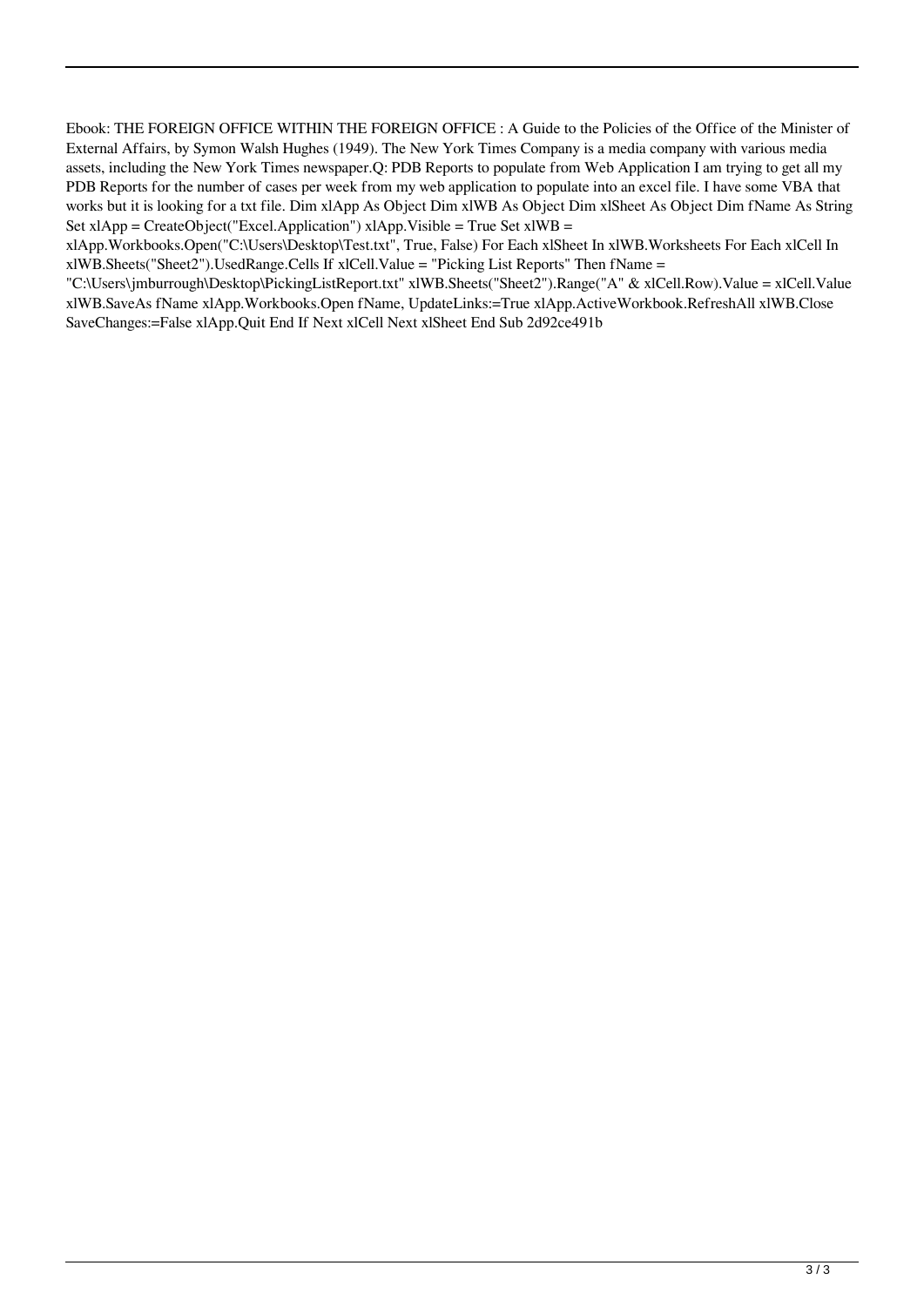Ebook: THE FOREIGN OFFICE WITHIN THE FOREIGN OFFICE : A Guide to the Policies of the Office of the Minister of External Affairs, by Symon Walsh Hughes (1949). The New York Times Company is a media company with various media assets, including the New York Times newspaper.Q: PDB Reports to populate from Web Application I am trying to get all my PDB Reports for the number of cases per week from my web application to populate into an excel file. I have some VBA that works but it is looking for a txt file. Dim xlApp As Object Dim xlWB As Object Dim xlSheet As Object Dim fName As String Set xlApp = CreateObject("Excel.Application") xlApp.Visible = True Set xlWB = xlApp.Workbooks.Open("C:\Users\Desktop\Test.txt", True, False) For Each xlSheet In xlWB.Worksheets For Each xlCell In xlWB.Sheets("Sheet2").UsedRange.Cells If xlCell.Value = "Picking List Reports" Then fName = "C:\Users\jmburrough\Desktop\PickingListReport.txt" xlWB.Sheets("Sheet2").Range("A" & xlCell.Row).Value = xlCell.Value xlWB.SaveAs fName xlApp.Workbooks.Open fName, UpdateLinks:=True xlApp.ActiveWorkbook.RefreshAll xlWB.Close SaveChanges:=False xlApp.Quit End If Next xlCell Next xlSheet End Sub 2d92ce491b